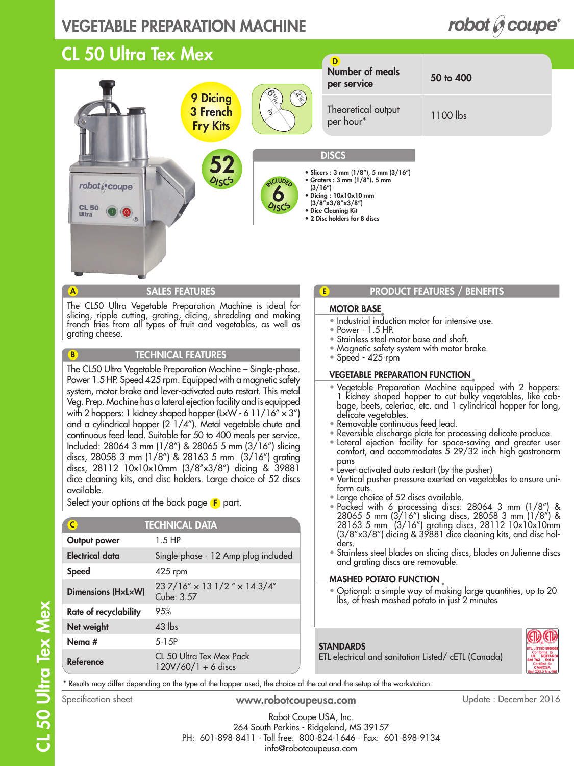# VEGETABLE PREPARATION MACHINE

robot coupe®

## CL 50 Ultra Tex Mex

9 Dicing
3 French
Fry Kits

52 DISCS

6 11/16" — 3" — 2 1/4"

| D | |
|---|---|
| **Number of meals per service** | **50 to 400** |
| Theoretical output per hour* | 1100 lbs |

### DISCS

INCLUDED 6 DISCS

- Slicers : 3 mm (1/8"), 5 mm (3/16")
- Graters : 3 mm (1/8"), 5 mm (3/16")
- Dicing : 10x10x10 mm (3/8"x3/8"x3/8")
- Dice Cleaning Kit
- 2 Disc holders for 8 discs

### A SALES FEATURES

The CL50 Ultra Vegetable Preparation Machine is ideal for slicing, ripple cutting, grating, dicing, shredding and making french fries from all types of fruit and vegetables, as well as grating cheese.

### B TECHNICAL FEATURES

The CL50 Ultra Vegetable Preparation Machine – Single-phase. Power 1.5 HP. Speed 425 rpm. Equipped with a magnetic safety system, motor brake and lever-activated auto restart. This metal Veg. Prep. Machine has a lateral ejection facility and is equipped with 2 hoppers: 1 kidney shaped hopper (LxW - 6 11/16" x 3") and a cylindrical hopper (2 1/4"). Metal vegetable chute and continuous feed lead. Suitable for 50 to 400 meals per service. Included: 28064 3 mm (1/8") & 28065 5 mm (3/16") slicing discs, 28058 3 mm (1/8") & 28163 5 mm (3/16") grating discs, 28112 10x10x10mm (3/8"x3/8") dicing & 39881 dice cleaning kits, and disc holders. Large choice of 52 discs available.

Select your options at the back page F part.

### C TECHNICAL DATA

| | |
|---|---|
| **Output power** | 1.5 HP |
| **Electrical data** | Single-phase - 12 Amp plug included |
| **Speed** | 425 rpm |
| **Dimensions (HxLxW)** | 23 7/16" x 13 1/2 " x 14 3/4" Cube: 3.57 |
| **Rate of recyclability** | 95% |
| **Net weight** | 43 lbs |
| **Nema #** | 5-15P |
| **Reference** | CL 50 Ultra Tex Mex Pack 120V/60/1 + 6 discs |

### E PRODUCT FEATURES / BENEFITS

#### MOTOR BASE

- Industrial induction motor for intensive use.
- Power - 1.5 HP.
- Stainless steel motor base and shaft.
- Magnetic safety system with motor brake.
- Speed - 425 rpm

#### VEGETABLE PREPARATION FUNCTION

- Vegetable Preparation Machine equipped with 2 hoppers: 1 kidney shaped hopper to cut bulky vegetables, like cabbage, beets, celeriac, etc. and 1 cylindrical hopper for long, delicate vegetables.
- Removable continuous feed lead.
- Reversible discharge plate for processing delicate produce.
- Lateral ejection facility for space-saving and greater user comfort, and accommodates 5 29/32 inch high gastronorm pans
- Lever-activated auto restart (by the pusher)
- Vertical pusher pressure exerted on vegetables to ensure uniform cuts.
- Large choice of 52 discs available.
- Packed with 6 processing discs: 28064 3 mm (1/8") & 28065 5 mm (3/16") slicing discs, 28058 3 mm (1/8") & 28163 5 mm (3/16") grating discs, 28112 10x10x10mm (3/8"x3/8") dicing & 39881 dice cleaning kits, and disc holders.
- Stainless steel blades on slicing discs, blades on Julienne discs and grating discs are removable.

#### MASHED POTATO FUNCTION

- Optional: a simple way of making large quantities, up to 20 lbs, of fresh mashed potato in just 2 minutes

**STANDARDS**
ETL electrical and sanitation Listed/ cETL (Canada)

ETL LISTED 9900098 Conforms to UL Std 763 NSF/ANSI Std 8 Certified to CAN/CSA Std C22.2 No.195

\* Results may differ depending on the type of the hopper used, the choice of the cut and the setup of the workstation.

Specification sheet — www.robotcoupeusa.com — Update : December 2016

Robot Coupe USA, Inc.
264 South Perkins - Ridgeland, MS 39157
PH: 601-898-8411 - Toll free: 800-824-1646 - Fax: 601-898-9134
info@robotcoupeusa.com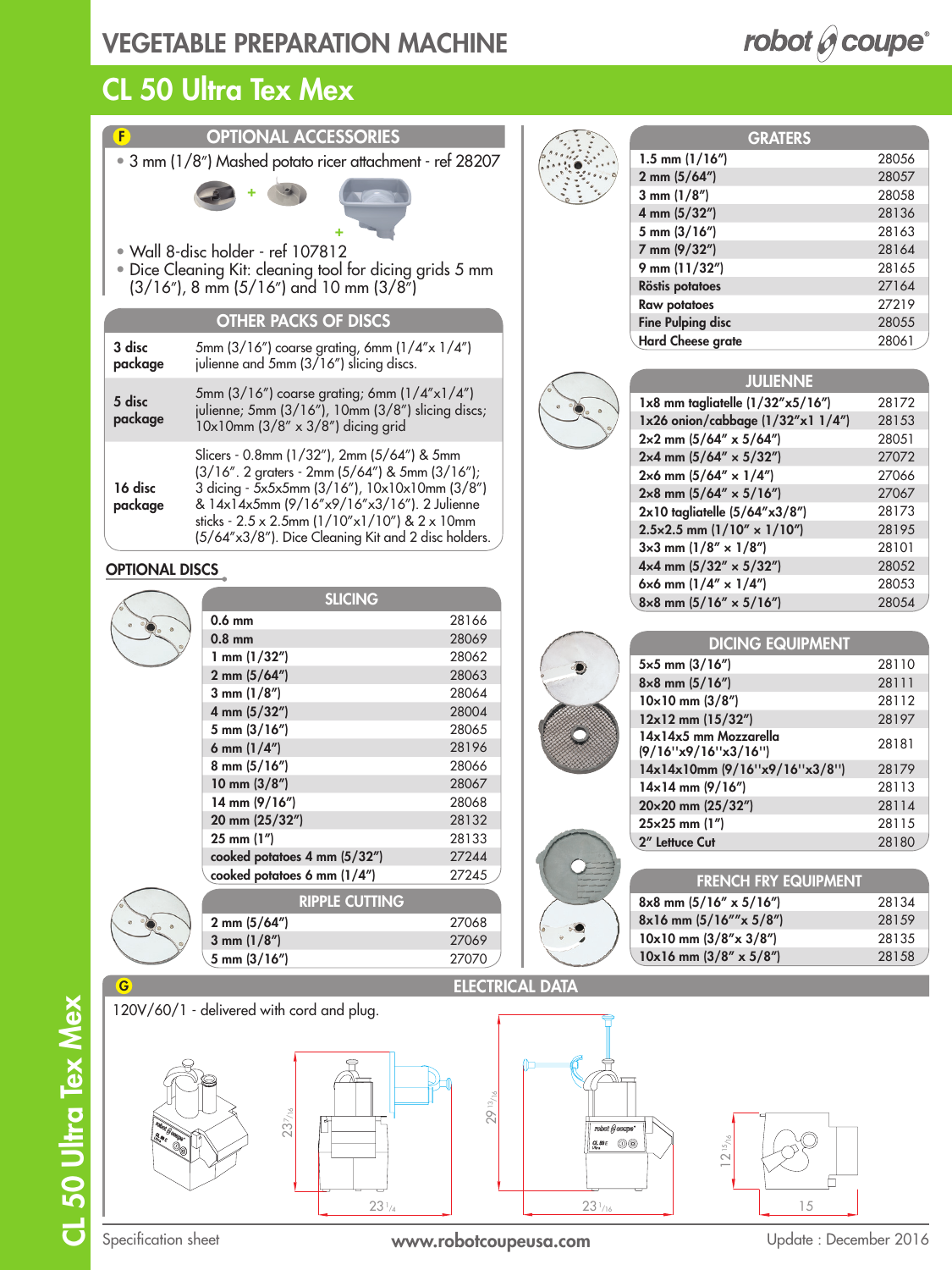# VEGETABLE PREPARATION MACHINE

## CL 50 Ultra Tex Mex

### F OPTIONAL ACCESSORIES

- 3 mm (1/8″) Mashed potato ricer attachment - ref 28207
- Wall 8-disc holder - ref 107812
- Dice Cleaning Kit: cleaning tool for dicing grids 5 mm (3/16″), 8 mm (5/16″) and 10 mm (3/8″)

### OTHER PACKS OF DISCS

| | |
|---|---|
| 3 disc package | 5mm (3/16″) coarse grating, 6mm (1/4″x 1/4″) julienne and 5mm (3/16″) slicing discs. |
| 5 disc package | 5mm (3/16″) coarse grating; 6mm (1/4″x1/4″) julienne; 5mm (3/16″), 10mm (3/8″) slicing discs; 10x10mm (3/8″ x 3/8″) dicing grid |
| 16 disc package | Slicers - 0.8mm (1/32″), 2mm (5/64″) & 5mm (3/16″. 2 graters - 2mm (5/64″) & 5mm (3/16″); 3 dicing - 5x5x5mm (3/16″), 10x10x10mm (3/8″) & 14x14x5mm (9/16″x9/16″x3/16″). 2 Julienne sticks - 2.5 x 2.5mm (1/10″x1/10″) & 2 x 10mm (5/64″x3/8″). Dice Cleaning Kit and 2 disc holders. |

### OPTIONAL DISCS

| SLICING | |
|---|---|
| 0.6 mm | 28166 |
| 0.8 mm | 28069 |
| 1 mm (1/32″) | 28062 |
| 2 mm (5/64″) | 28063 |
| 3 mm (1/8″) | 28064 |
| 4 mm (5/32″) | 28004 |
| 5 mm (3/16″) | 28065 |
| 6 mm (1/4″) | 28196 |
| 8 mm (5/16″) | 28066 |
| 10 mm (3/8″) | 28067 |
| 14 mm (9/16″) | 28068 |
| 20 mm (25/32″) | 28132 |
| 25 mm (1″) | 28133 |
| cooked potatoes 4 mm (5/32″) | 27244 |
| cooked potatoes 6 mm (1/4″) | 27245 |

| RIPPLE CUTTING | |
|---|---|
| 2 mm (5/64″) | 27068 |
| 3 mm (1/8″) | 27069 |
| 5 mm (3/16″) | 27070 |

| GRATERS | |
|---|---|
| 1.5 mm (1/16″) | 28056 |
| 2 mm (5/64″) | 28057 |
| 3 mm (1/8″) | 28058 |
| 4 mm (5/32″) | 28136 |
| 5 mm (3/16″) | 28163 |
| 7 mm (9/32″) | 28164 |
| 9 mm (11/32″) | 28165 |
| Röstis potatoes | 27164 |
| Raw potatoes | 27219 |
| Fine Pulping disc | 28055 |
| Hard Cheese grate | 28061 |

| JULIENNE | |
|---|---|
| 1x8 mm tagliatelle (1/32″x5/16″) | 28172 |
| 1x26 onion/cabbage (1/32″x1 1/4″) | 28153 |
| 2x2 mm (5/64″ x 5/64″) | 28051 |
| 2x4 mm (5/64″ x 5/32″) | 27072 |
| 2x6 mm (5/64″ x 1/4″) | 27066 |
| 2x8 mm (5/64″ x 5/16″) | 27067 |
| 2x10 tagliatelle (5/64″x3/8″) | 28173 |
| 2.5x2.5 mm (1/10″ x 1/10″) | 28195 |
| 3x3 mm (1/8″ x 1/8″) | 28101 |
| 4x4 mm (5/32″ x 5/32″) | 28052 |
| 6x6 mm (1/4″ x 1/4″) | 28053 |
| 8x8 mm (5/16″ x 5/16″) | 28054 |

| DICING EQUIPMENT | |
|---|---|
| 5x5 mm (3/16″) | 28110 |
| 8x8 mm (5/16″) | 28111 |
| 10x10 mm (3/8″) | 28112 |
| 12x12 mm (15/32″) | 28197 |
| 14x14x5 mm Mozzarella (9/16''x9/16''x3/16'') | 28181 |
| 14x14x10mm (9/16''x9/16''x3/8'') | 28179 |
| 14x14 mm (9/16″) | 28113 |
| 20x20 mm (25/32″) | 28114 |
| 25x25 mm (1″) | 28115 |
| 2″ Lettuce Cut | 28180 |

| FRENCH FRY EQUIPMENT | |
|---|---|
| 8x8 mm (5/16″ x 5/16″) | 28134 |
| 8x16 mm (5/16″″x 5/8″) | 28159 |
| 10x10 mm (3/8″x 3/8″) | 28135 |
| 10x16 mm (3/8″ x 5/8″) | 28158 |

### G ELECTRICAL DATA

120V/60/1 - delivered with cord and plug.

23 7/16

23 1/4

29 13/16

23 1/16

12 15/16

15

Specification sheet

www.robotcoupeusa.com

Update : December 2016